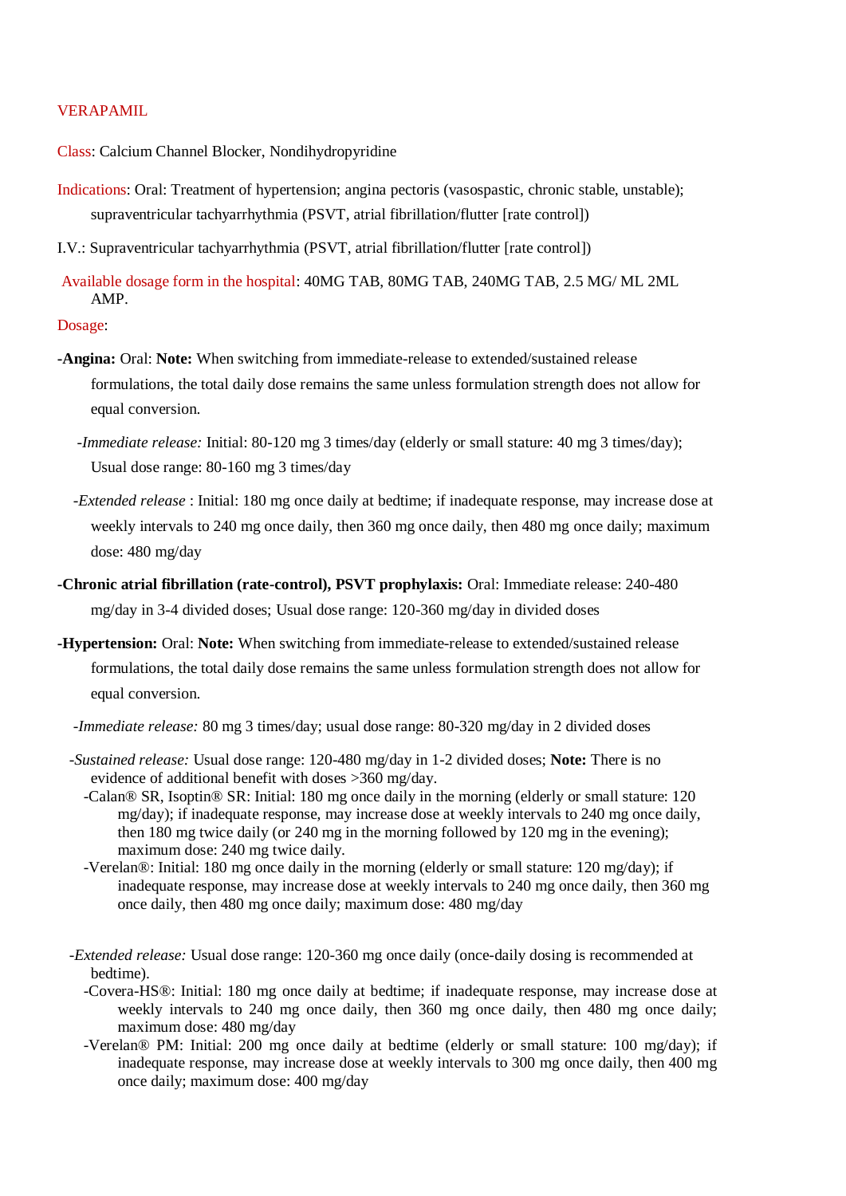# VERAPAMIL

Class: Calcium Channel Blocker, Nondihydropyridine

Indications: Oral: Treatment of hypertension; angina pectoris (vasospastic, chronic stable, unstable); supraventricular tachyarrhythmia (PSVT, atrial fibrillation/flutter [rate control])

I.V.: Supraventricular tachyarrhythmia (PSVT, atrial fibrillation/flutter [rate control])

Available dosage form in the hospital: 40MG TAB, 80MG TAB, 240MG TAB, 2.5 MG/ ML 2ML AMP.

Dosage:

**-Angina:** Oral: **Note:** When switching from immediate-release to extended/sustained release formulations, the total daily dose remains the same unless formulation strength does not allow for equal conversion.

-*Immediate release:* Initial: 80-120 mg 3 times/day (elderly or small stature: 40 mg 3 times/day); Usual dose range: 80-160 mg 3 times/day

-*Extended release* : Initial: 180 mg once daily at bedtime; if inadequate response, may increase dose at weekly intervals to 240 mg once daily, then 360 mg once daily, then 480 mg once daily; maximum dose: 480 mg/day

**-Chronic atrial fibrillation (rate-control), PSVT prophylaxis:** Oral: Immediate release: 240-480 mg/day in 3-4 divided doses; Usual dose range: 120-360 mg/day in divided doses

**-Hypertension:** Oral: **Note:** When switching from immediate-release to extended/sustained release formulations, the total daily dose remains the same unless formulation strength does not allow for equal conversion.

-*Immediate release:* 80 mg 3 times/day; usual dose range: 80-320 mg/day in 2 divided doses

-*Sustained release:* Usual dose range: 120-480 mg/day in 1-2 divided doses; **Note:** There is no evidence of additional benefit with doses >360 mg/day.

- -Calan® SR, Isoptin® SR: Initial: 180 mg once daily in the morning (elderly or small stature: 120 mg/day); if inadequate response, may increase dose at weekly intervals to 240 mg once daily, then 180 mg twice daily (or 240 mg in the morning followed by 120 mg in the evening); maximum dose: 240 mg twice daily.
- -Verelan®: Initial: 180 mg once daily in the morning (elderly or small stature: 120 mg/day); if inadequate response, may increase dose at weekly intervals to 240 mg once daily, then 360 mg once daily, then 480 mg once daily; maximum dose: 480 mg/day

-*Extended release:* Usual dose range: 120-360 mg once daily (once-daily dosing is recommended at bedtime).

- -Covera-HS®: Initial: 180 mg once daily at bedtime; if inadequate response, may increase dose at weekly intervals to 240 mg once daily, then 360 mg once daily, then 480 mg once daily; maximum dose: 480 mg/day
- -Verelan® PM: Initial: 200 mg once daily at bedtime (elderly or small stature: 100 mg/day); if inadequate response, may increase dose at weekly intervals to 300 mg once daily, then 400 mg once daily; maximum dose: 400 mg/day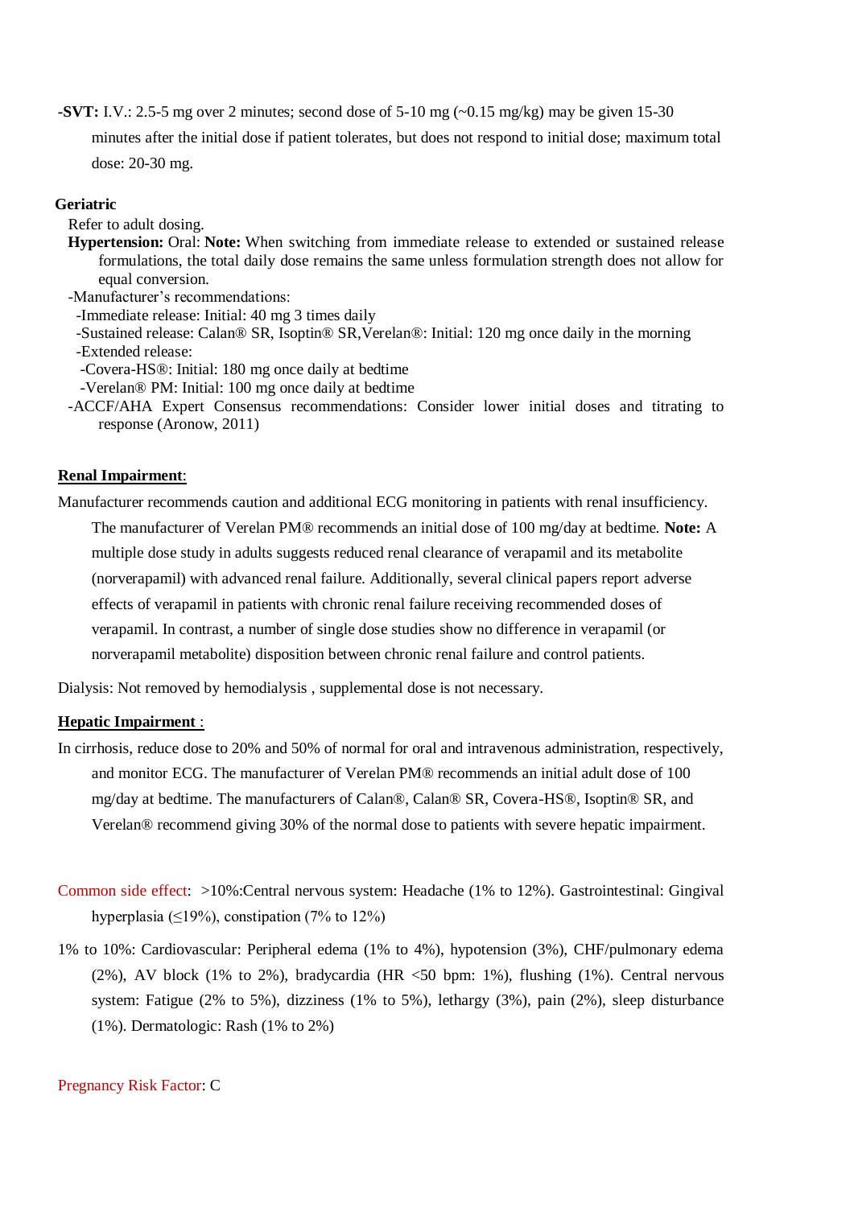**-SVT:** I.V.: 2.5-5 mg over 2 minutes; second dose of 5-10 mg (~0.15 mg/kg) may be given 15-30 minutes after the initial dose if patient tolerates, but does not respond to initial dose; maximum total dose: 20-30 mg.

**Geriatric**

Refer to adult dosing.

**Hypertension:** Oral: **Note:** When switching from immediate release to extended or sustained release formulations, the total daily dose remains the same unless formulation strength does not allow for equal conversion.

-Manufacturer's recommendations:

-Immediate release: Initial: 40 mg 3 times daily

-Sustained release: Calan® SR, Isoptin® SR,Verelan®: Initial: 120 mg once daily in the morning

-Extended release:

-Covera-HS®: Initial: 180 mg once daily at bedtime

-Verelan® PM: Initial: 100 mg once daily at bedtime

-ACCF/AHA Expert Consensus recommendations: Consider lower initial doses and titrating to response (Aronow, 2011)

**Renal Impairment**:

Manufacturer recommends caution and additional ECG monitoring in patients with renal insufficiency. The manufacturer of Verelan PM® recommends an initial dose of 100 mg/day at bedtime. **Note:** A multiple dose study in adults suggests reduced renal clearance of verapamil and its metabolite (norverapamil) with advanced renal failure. Additionally, several clinical papers report adverse effects of verapamil in patients with chronic renal failure receiving recommended doses of verapamil. In contrast, a number of single dose studies show no difference in verapamil (or norverapamil metabolite) disposition between chronic renal failure and control patients.

Dialysis: Not removed by hemodialysis , supplemental dose is not necessary.

**Hepatic Impairment** :

In cirrhosis, reduce dose to 20% and 50% of normal for oral and intravenous administration, respectively, and monitor ECG. The manufacturer of Verelan PM® recommends an initial adult dose of 100 mg/day at bedtime. The manufacturers of Calan®, Calan® SR, Covera-HS®, Isoptin® SR, and Verelan® recommend giving 30% of the normal dose to patients with severe hepatic impairment.

Common side effect: >10%:Central nervous system: Headache (1% to 12%). Gastrointestinal: Gingival hyperplasia (≤19%), constipation (7% to 12%)

1% to 10%: Cardiovascular: Peripheral edema (1% to 4%), hypotension (3%), CHF/pulmonary edema (2%), AV block (1% to 2%), bradycardia (HR <50 bpm: 1%), flushing (1%). Central nervous system: Fatigue (2% to 5%), dizziness (1% to 5%), lethargy (3%), pain (2%), sleep disturbance (1%). Dermatologic: Rash (1% to 2%)

Pregnancy Risk Factor: C